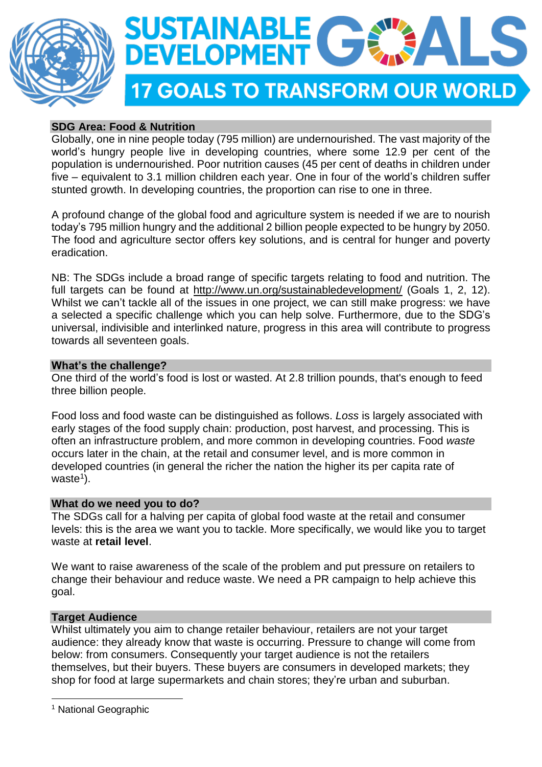# SUSTAINABLE DEVELOPMENT GOALS

## 17 GOALS TO TRANSFORM OUR WORLD

### SDG Area: Food & Nutrition

Globally, one in nine people today (795 million) are undernourished. The vast majority of the world's hungry people live in developing countries, where some 12.9 per cent of the population is undernourished. Poor nutrition causes (45 per cent of deaths in children under five – equivalent to 3.1 million children each year. One in four of the world's children suffer stunted growth. In developing countries, the proportion can rise to one in three.

A profound change of the global food and agriculture system is needed if we are to nourish today's 795 million hungry and the additional 2 billion people expected to be hungry by 2050. The food and agriculture sector offers key solutions, and is central for hunger and poverty eradication.

NB: The SDGs include a broad range of specific targets relating to food and nutrition. The full targets can be found at http://www.un.org/sustainabledevelopment/ (Goals 1, 2, 12). Whilst we can't tackle all of the issues in one project, we can still make progress: we have a selected a specific challenge which you can help solve. Furthermore, due to the SDG's universal, indivisible and interlinked nature, progress in this area will contribute to progress towards all seventeen goals.

### What's the challenge?

One third of the world's food is lost or wasted. At 2.8 trillion pounds, that's enough to feed three billion people.

Food loss and food waste can be distinguished as follows. *Loss* is largely associated with early stages of the food supply chain: production, post harvest, and processing. This is often an infrastructure problem, and more common in developing countries. Food *waste* occurs later in the chain, at the retail and consumer level, and is more common in developed countries (in general the richer the nation the higher its per capita rate of waste[1]).

### What do we need you to do?

The SDGs call for a halving per capita of global food waste at the retail and consumer levels: this is the area we want you to tackle. More specifically, we would like you to target waste at **retail level**.

We want to raise awareness of the scale of the problem and put pressure on retailers to change their behaviour and reduce waste. We need a PR campaign to help achieve this goal.

### Target Audience

Whilst ultimately you aim to change retailer behaviour, retailers are not your target audience: they already know that waste is occurring. Pressure to change will come from below: from consumers. Consequently your target audience is not the retailers themselves, but their buyers. These buyers are consumers in developed markets; they shop for food at large supermarkets and chain stores; they're urban and suburban.

[1] National Geographic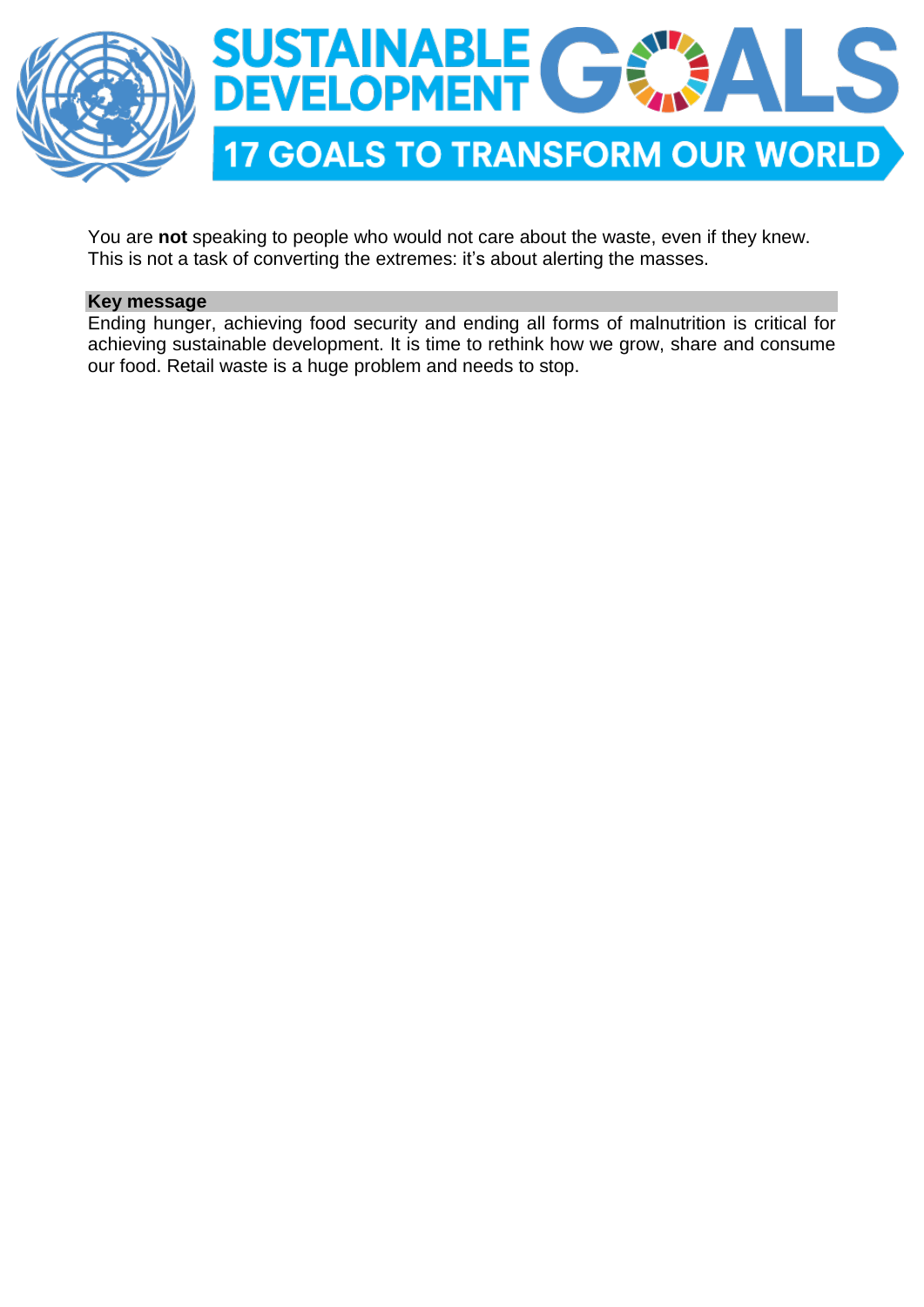You are **not** speaking to people who would not care about the waste, even if they knew. This is not a task of converting the extremes: it's about alerting the masses.

## Key message

Ending hunger, achieving food security and ending all forms of malnutrition is critical for achieving sustainable development. It is time to rethink how we grow, share and consume our food. Retail waste is a huge problem and needs to stop.